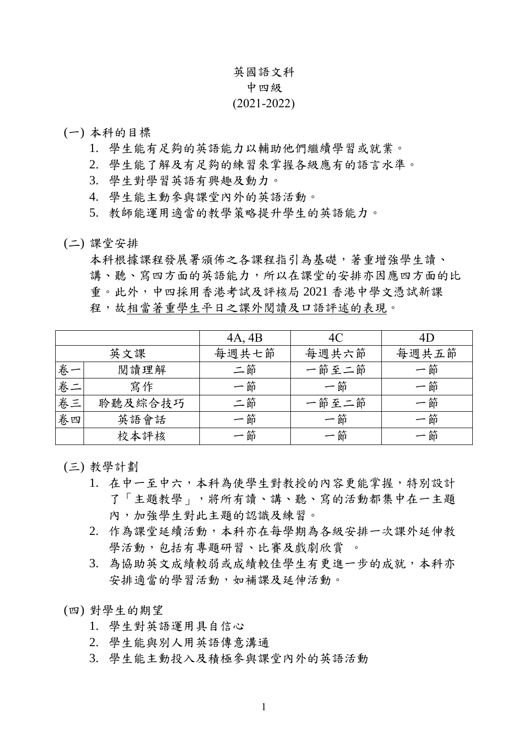# 英國語文科
## 中四級
## (2021-2022)

(一) 本科的目標

1. 學生能有足夠的英語能力以輔助他們繼續學習或就業。
2. 學生能了解及有足夠的練習來掌握各級應有的語言水準。
3. 學生對學習英語有興趣及動力。
4. 學生能主動參與課堂內外的英語活動。
5. 教師能運用適當的教學策略提升學生的英語能力。

(二) 課堂安排

本科根據課程發展署頒佈之各課程指引為基礎，著重增強學生讀、講、聽、寫四方面的英語能力，所以在課堂的安排亦因應四方面的比重。此外，中四採用香港考試及評核局 2021 香港中學文憑試新課程，故<u>相當著重學生平日之課外閱讀及口語評述的表現</u>。

| | | 4A, 4B | 4C | 4D |
|---|---|---|---|---|
| 英文課 | | 每週共七節 | 每週共六節 | 每週共五節 |
| 卷一 | 閱讀理解 | 二節 | 一節至二節 | 一節 |
| 卷二 | 寫作 | 一節 | 一節 | 一節 |
| 卷三 | 聆聽及綜合技巧 | 二節 | 一節至二節 | 一節 |
| 卷四 | 英語會話 | 一節 | 一節 | 一節 |
| | 校本評核 | 一節 | 一節 | 一節 |

(三) 教學計劃

1. 在中一至中六，本科為使學生對教授的內容更能掌握，特別設計了「主題教學」，將所有讀、講、聽、寫的活動都集中在一主題內，加強學生對此主題的認識及練習。
2. 作為課堂延續活動，本科亦在每學期為各級安排一次課外延伸教學活動，包括有專題研習、比賽及戲劇欣賞 。
3. 為協助英文成績較弱或成績較佳學生有更進一步的成就，本科亦安排適當的學習活動，如補課及延伸活動。

(四) 對學生的期望

1. 學生對英語運用具自信心
2. 學生能與別人用英語傳意溝通
3. 學生能主動投入及積極參與課堂內外的英語活動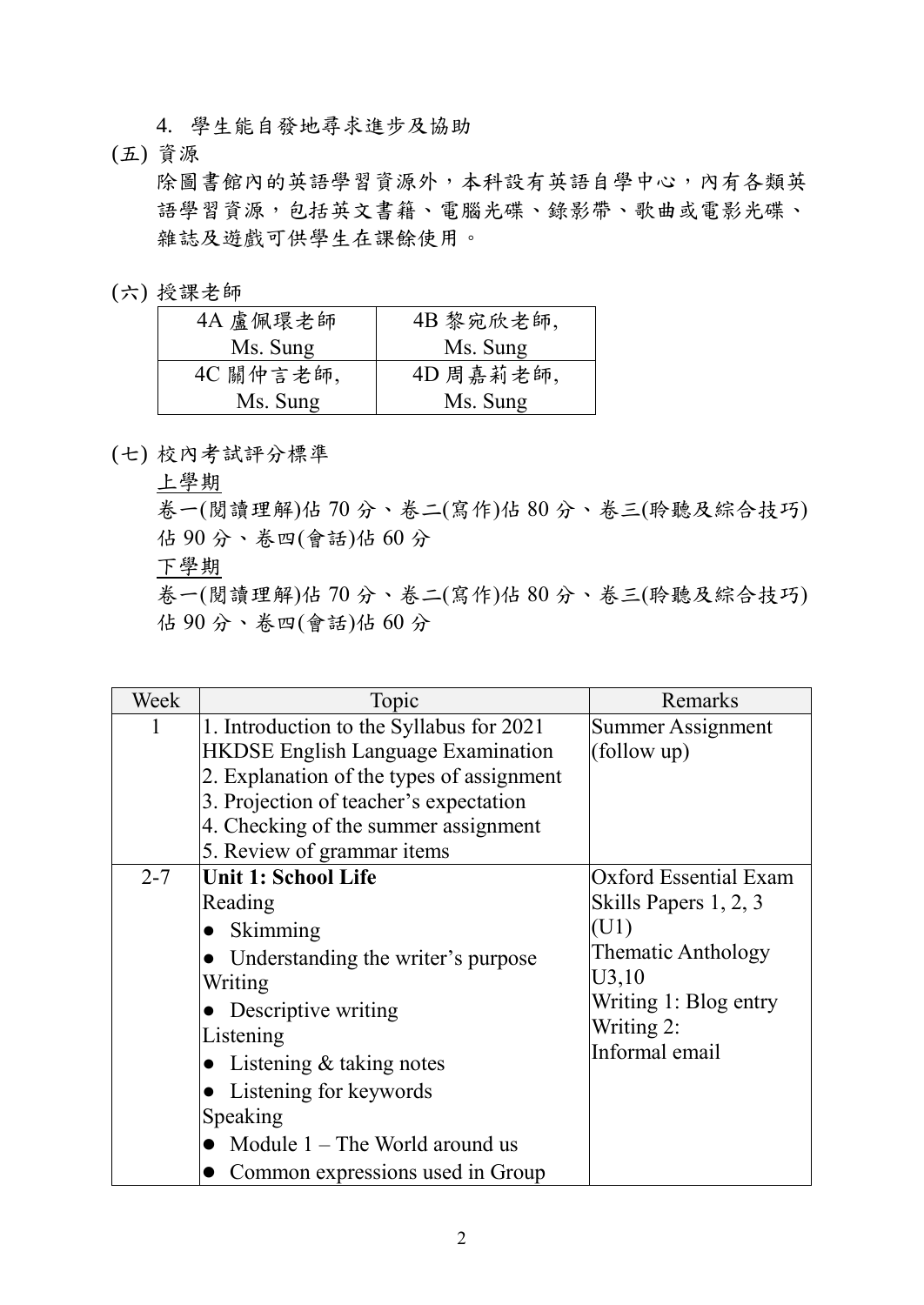4. 學生能自發地尋求進步及協助

(五) 資源

除圖書館內的英語學習資源外，本科設有英語自學中心，內有各類英語學習資源，包括英文書籍、電腦光碟、錄影帶、歌曲或電影光碟、雜誌及遊戲可供學生在課餘使用。

(六) 授課老師

| | |
|---|---|
| 4A 盧佩環老師<br>Ms. Sung | 4B 黎宛欣老師,<br>Ms. Sung |
| 4C 關仲言老師,<br>Ms. Sung | 4D 周嘉莉老師,<br>Ms. Sung |

(七) 校內考試評分標準

<u>上學期</u>

卷一(閱讀理解)佔 70 分、卷二(寫作)佔 80 分、卷三(聆聽及綜合技巧)佔 90 分、卷四(會話)佔 60 分

<u>下學期</u>

卷一(閱讀理解)佔 70 分、卷二(寫作)佔 80 分、卷三(聆聽及綜合技巧)佔 90 分、卷四(會話)佔 60 分

| Week | Topic | Remarks |
|---|---|---|
| 1 | 1. Introduction to the Syllabus for 2021 HKDSE English Language Examination<br>2. Explanation of the types of assignment<br>3. Projection of teacher's expectation<br>4. Checking of the summer assignment<br>5. Review of grammar items | Summer Assignment (follow up) |
| 2-7 | **Unit 1: School Life**<br>Reading<br>● Skimming<br>● Understanding the writer's purpose<br>Writing<br>● Descriptive writing<br>Listening<br>● Listening & taking notes<br>● Listening for keywords<br>Speaking<br>● Module 1 – The World around us<br>● Common expressions used in Group | Oxford Essential Exam Skills Papers 1, 2, 3 (U1)<br>Thematic Anthology U3,10<br>Writing 1: Blog entry<br>Writing 2: Informal email |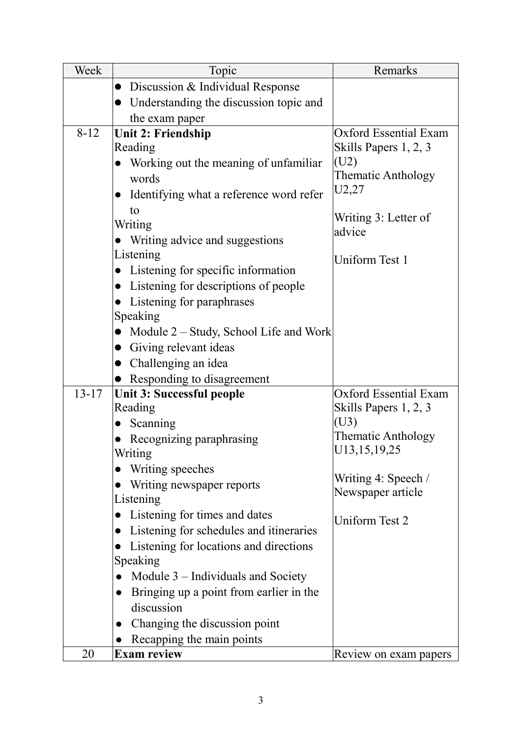| Week | Topic | Remarks |
| --- | --- | --- |
| | • Discussion & Individual Response<br>• Understanding the discussion topic and the exam paper | |
| 8-12 | **Unit 2: Friendship**<br>Reading<br>• Working out the meaning of unfamiliar words<br>• Identifying what a reference word refer to<br>Writing<br>• Writing advice and suggestions<br>Listening<br>• Listening for specific information<br>• Listening for descriptions of people<br>• Listening for paraphrases<br>Speaking<br>• Module 2 – Study, School Life and Work<br>• Giving relevant ideas<br>• Challenging an idea<br>• Responding to disagreement | Oxford Essential Exam Skills Papers 1, 2, 3 (U2)<br>Thematic Anthology U2,27<br><br>Writing 3: Letter of advice<br><br>Uniform Test 1 |
| 13-17 | **Unit 3: Successful people**<br>Reading<br>• Scanning<br>• Recognizing paraphrasing<br>Writing<br>• Writing speeches<br>• Writing newspaper reports<br>Listening<br>• Listening for times and dates<br>• Listening for schedules and itineraries<br>• Listening for locations and directions<br>Speaking<br>• Module 3 – Individuals and Society<br>• Bringing up a point from earlier in the discussion<br>• Changing the discussion point<br>• Recapping the main points | Oxford Essential Exam Skills Papers 1, 2, 3 (U3)<br>Thematic Anthology U13,15,19,25<br><br>Writing 4: Speech / Newspaper article<br><br>Uniform Test 2 |
| 20 | **Exam review** | Review on exam papers |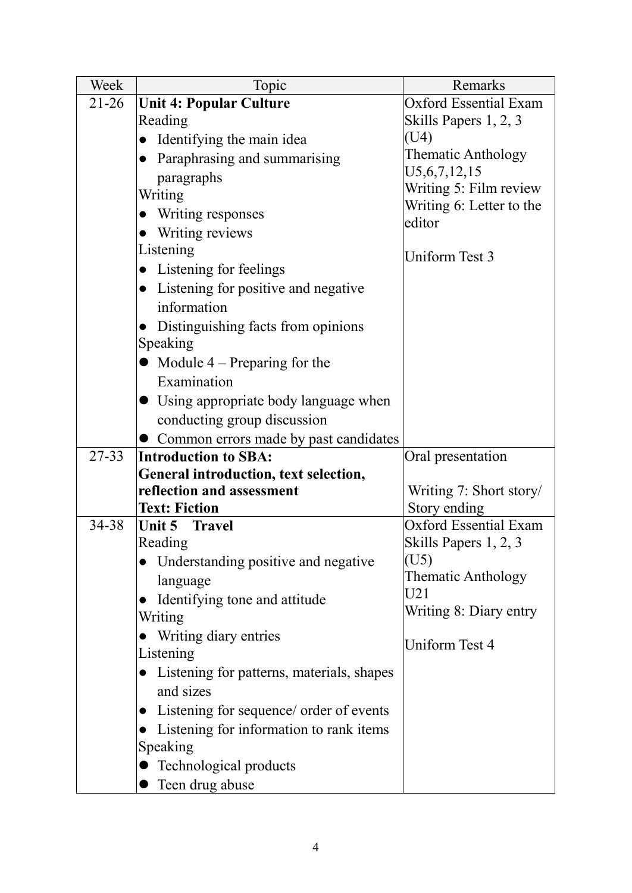| Week | Topic | Remarks |
|---|---|---|
| 21-26 | **Unit 4: Popular Culture**<br>Reading<br>● Identifying the main idea<br>● Paraphrasing and summarising paragraphs<br>Writing<br>● Writing responses<br>● Writing reviews<br>Listening<br>● Listening for feelings<br>● Listening for positive and negative information<br>● Distinguishing facts from opinions<br>Speaking<br>● Module 4 – Preparing for the Examination<br>● Using appropriate body language when conducting group discussion<br>● Common errors made by past candidates | Oxford Essential Exam Skills Papers 1, 2, 3 (U4)<br>Thematic Anthology U5,6,7,12,15<br>Writing 5: Film review<br>Writing 6: Letter to the editor<br><br>Uniform Test 3 |
| 27-33 | **Introduction to SBA: General introduction, text selection, reflection and assessment**<br>**Text: Fiction** | Oral presentation<br><br>Writing 7: Short story/ Story ending |
| 34-38 | **Unit 5 Travel**<br>Reading<br>● Understanding positive and negative language<br>● Identifying tone and attitude<br>Writing<br>● Writing diary entries<br>Listening<br>● Listening for patterns, materials, shapes and sizes<br>● Listening for sequence/ order of events<br>● Listening for information to rank items<br>Speaking<br>● Technological products<br>● Teen drug abuse | Oxford Essential Exam Skills Papers 1, 2, 3 (U5)<br>Thematic Anthology U21<br>Writing 8: Diary entry<br><br>Uniform Test 4 |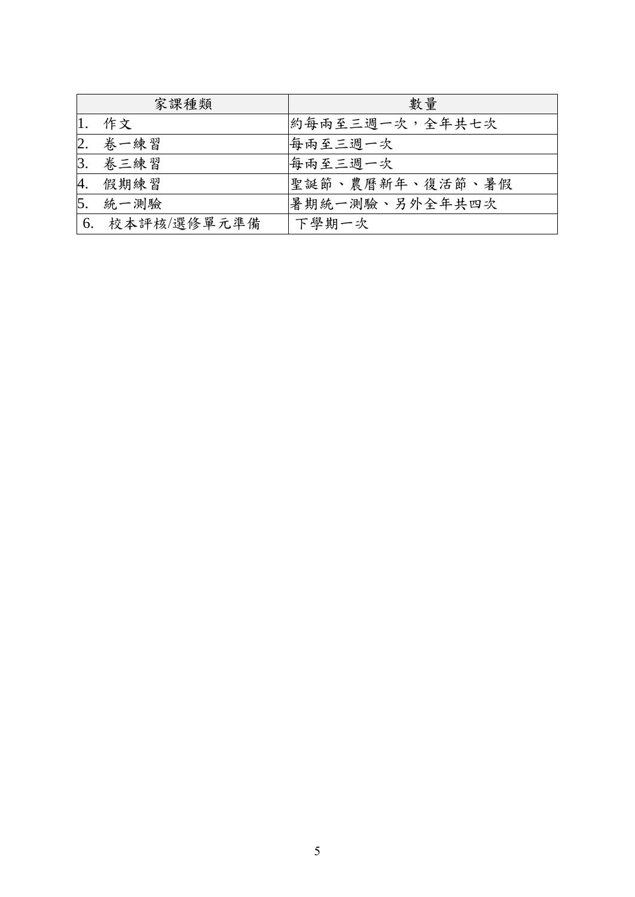| 家課種類 | 數量 |
| --- | --- |
| 1. 作文 | 約每兩至三週一次，全年共七次 |
| 2. 卷一練習 | 每兩至三週一次 |
| 3. 卷三練習 | 每兩至三週一次 |
| 4. 假期練習 | 聖誕節、農曆新年、復活節、暑假 |
| 5. 統一測驗 | 暑期統一測驗、另外全年共四次 |
| 6. 校本評核/選修單元準備 | 下學期一次 |